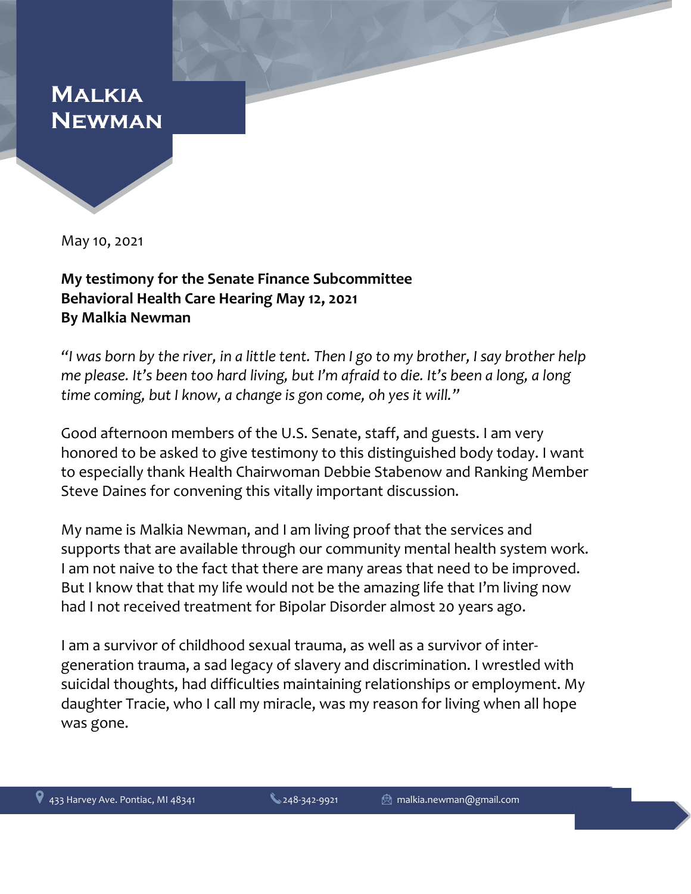# Malkia Newman

May 10, 2021

**My testimony for the Senate Finance Subcommittee**
**Behavioral Health Care Hearing May 12, 2021**
**By Malkia Newman**

*"I was born by the river, in a little tent. Then I go to my brother, I say brother help me please. It's been too hard living, but I'm afraid to die. It's been a long, a long time coming, but I know, a change is gon come, oh yes it will."*

Good afternoon members of the U.S. Senate, staff, and guests. I am very honored to be asked to give testimony to this distinguished body today. I want to especially thank Health Chairwoman Debbie Stabenow and Ranking Member Steve Daines for convening this vitally important discussion.

My name is Malkia Newman, and I am living proof that the services and supports that are available through our community mental health system work. I am not naive to the fact that there are many areas that need to be improved. But I know that that my life would not be the amazing life that I'm living now had I not received treatment for Bipolar Disorder almost 20 years ago.

I am a survivor of childhood sexual trauma, as well as a survivor of inter-generation trauma, a sad legacy of slavery and discrimination. I wrestled with suicidal thoughts, had difficulties maintaining relationships or employment. My daughter Tracie, who I call my miracle, was my reason for living when all hope was gone.

433 Harvey Ave. Pontiac, MI 48341 | 248-342-9921 | malkia.newman@gmail.com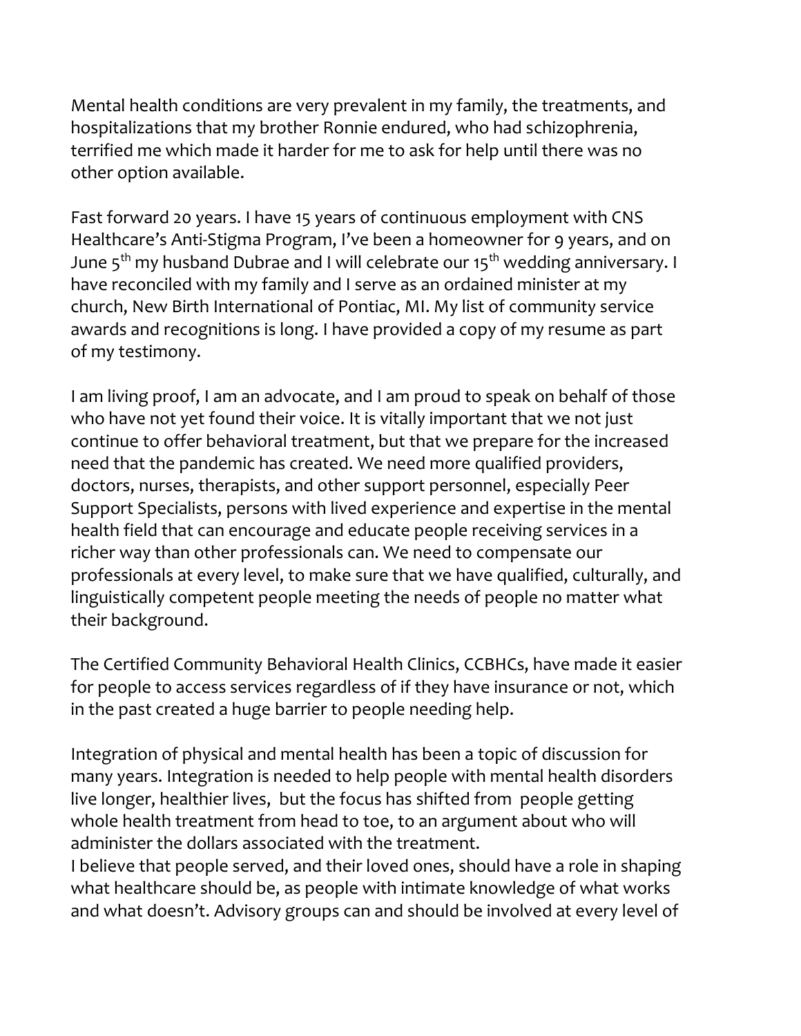Mental health conditions are very prevalent in my family, the treatments, and hospitalizations that my brother Ronnie endured, who had schizophrenia, terrified me which made it harder for me to ask for help until there was no other option available.

Fast forward 20 years. I have 15 years of continuous employment with CNS Healthcare's Anti-Stigma Program, I've been a homeowner for 9 years, and on June 5th my husband Dubrae and I will celebrate our 15th wedding anniversary. I have reconciled with my family and I serve as an ordained minister at my church, New Birth International of Pontiac, MI. My list of community service awards and recognitions is long. I have provided a copy of my resume as part of my testimony.

I am living proof, I am an advocate, and I am proud to speak on behalf of those who have not yet found their voice. It is vitally important that we not just continue to offer behavioral treatment, but that we prepare for the increased need that the pandemic has created. We need more qualified providers, doctors, nurses, therapists, and other support personnel, especially Peer Support Specialists, persons with lived experience and expertise in the mental health field that can encourage and educate people receiving services in a richer way than other professionals can. We need to compensate our professionals at every level, to make sure that we have qualified, culturally, and linguistically competent people meeting the needs of people no matter what their background.

The Certified Community Behavioral Health Clinics, CCBHCs, have made it easier for people to access services regardless of if they have insurance or not, which in the past created a huge barrier to people needing help.

Integration of physical and mental health has been a topic of discussion for many years. Integration is needed to help people with mental health disorders live longer, healthier lives, but the focus has shifted from people getting whole health treatment from head to toe, to an argument about who will administer the dollars associated with the treatment.

I believe that people served, and their loved ones, should have a role in shaping what healthcare should be, as people with intimate knowledge of what works and what doesn't. Advisory groups can and should be involved at every level of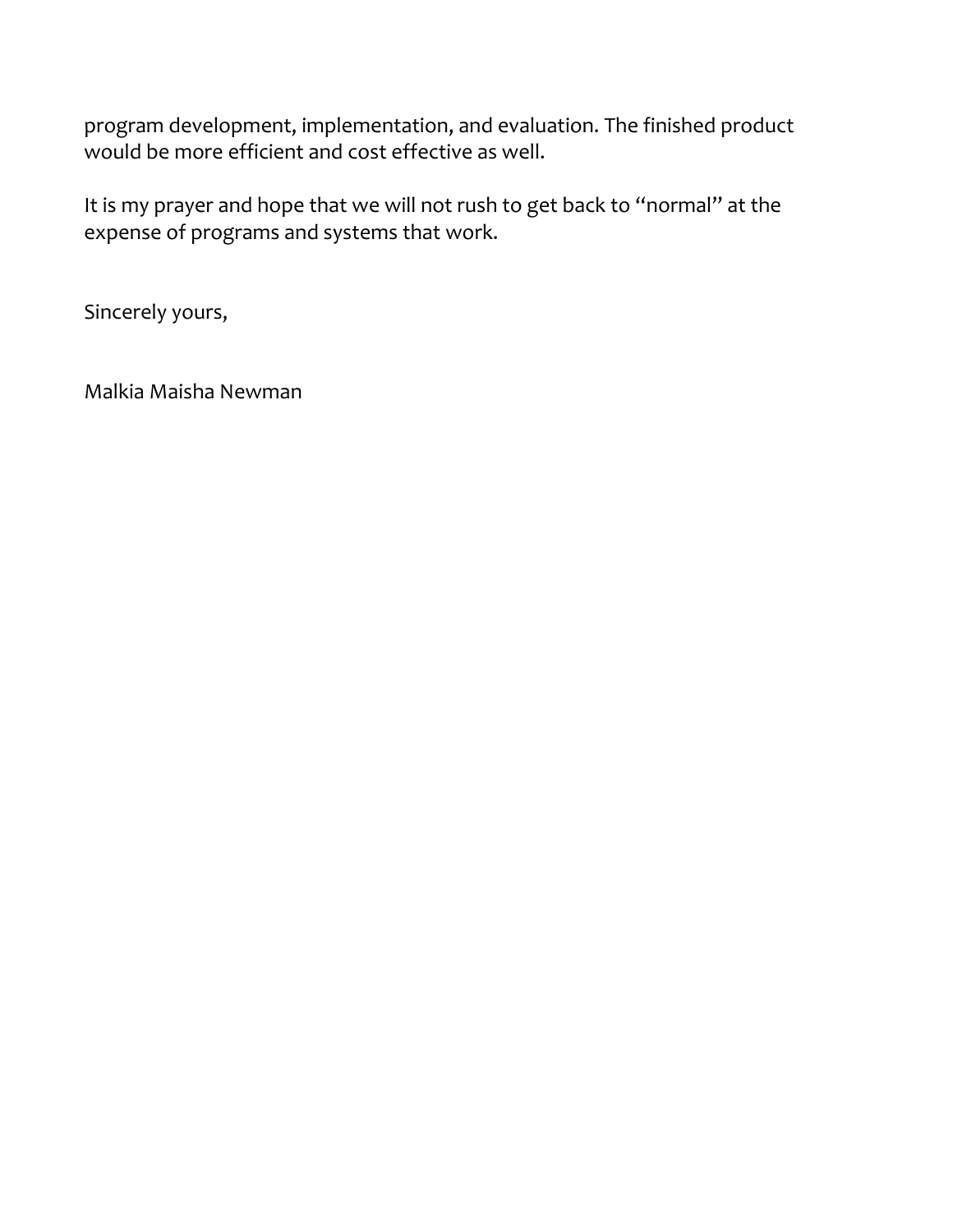program development, implementation, and evaluation. The finished product would be more efficient and cost effective as well.

It is my prayer and hope that we will not rush to get back to "normal" at the expense of programs and systems that work.

Sincerely yours,

Malkia Maisha Newman